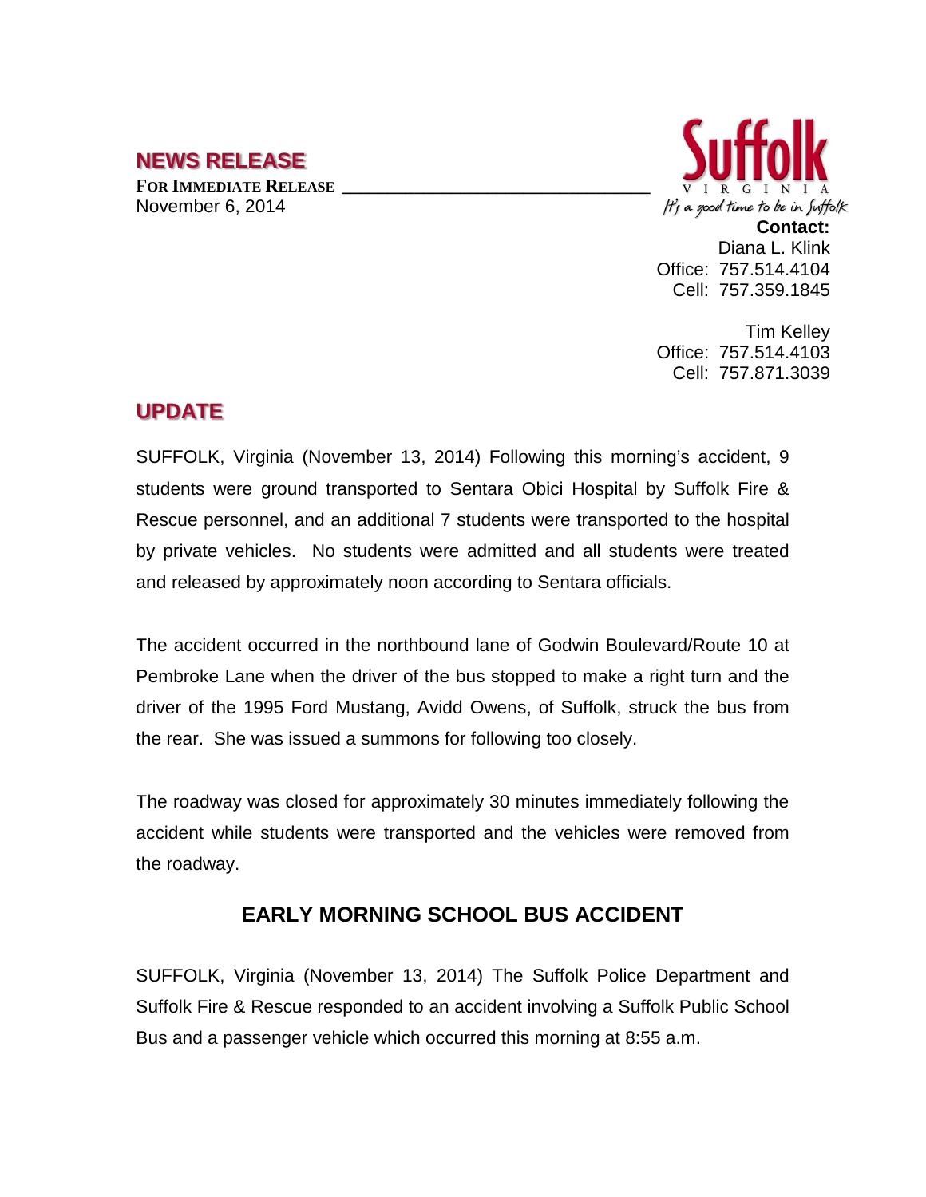## NEWS RELEASE

**FOR IMMEDIATE RELEASE**
November 6, 2014

Suffolk
VIRGINIA
*It's a good time to be in Suffolk*

**Contact:**
Diana L. Klink
Office: 757.514.4104
Cell: 757.359.1845

Tim Kelley
Office: 757.514.4103
Cell: 757.871.3039

## UPDATE

SUFFOLK, Virginia (November 13, 2014) Following this morning's accident, 9 students were ground transported to Sentara Obici Hospital by Suffolk Fire & Rescue personnel, and an additional 7 students were transported to the hospital by private vehicles. No students were admitted and all students were treated and released by approximately noon according to Sentara officials.

The accident occurred in the northbound lane of Godwin Boulevard/Route 10 at Pembroke Lane when the driver of the bus stopped to make a right turn and the driver of the 1995 Ford Mustang, Avidd Owens, of Suffolk, struck the bus from the rear. She was issued a summons for following too closely.

The roadway was closed for approximately 30 minutes immediately following the accident while students were transported and the vehicles were removed from the roadway.

## EARLY MORNING SCHOOL BUS ACCIDENT

SUFFOLK, Virginia (November 13, 2014) The Suffolk Police Department and Suffolk Fire & Rescue responded to an accident involving a Suffolk Public School Bus and a passenger vehicle which occurred this morning at 8:55 a.m.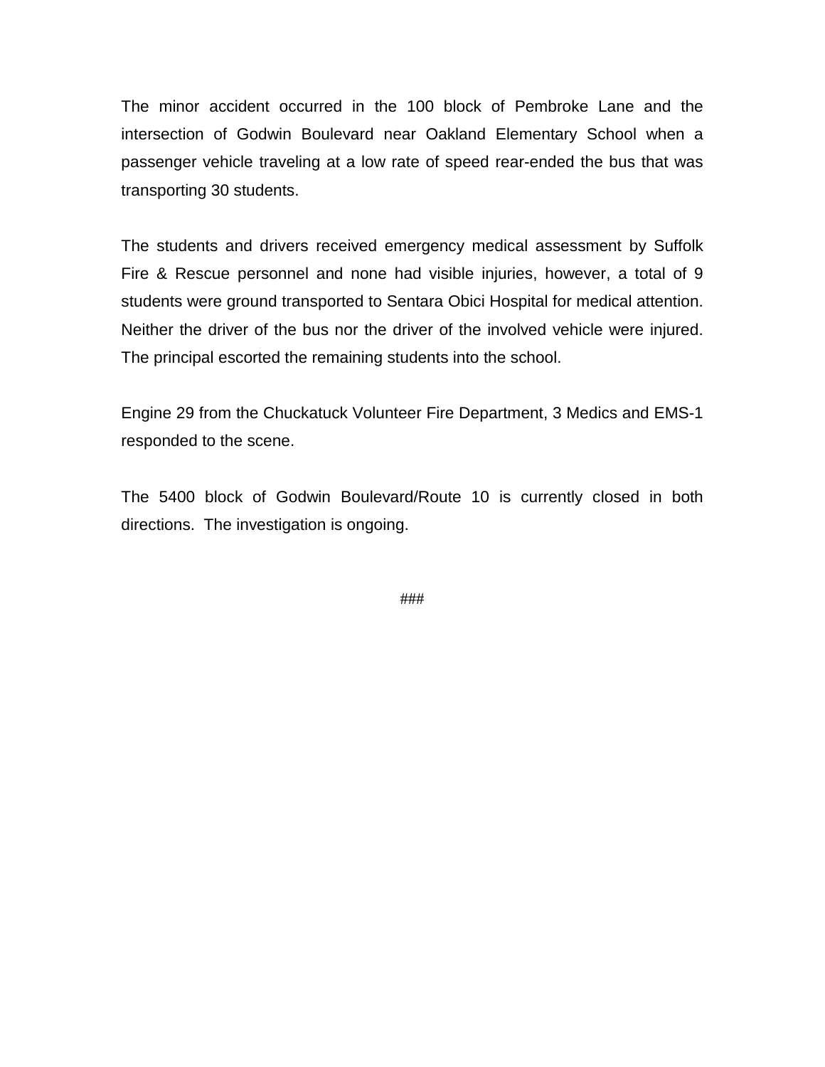The minor accident occurred in the 100 block of Pembroke Lane and the intersection of Godwin Boulevard near Oakland Elementary School when a passenger vehicle traveling at a low rate of speed rear-ended the bus that was transporting 30 students.

The students and drivers received emergency medical assessment by Suffolk Fire & Rescue personnel and none had visible injuries, however, a total of 9 students were ground transported to Sentara Obici Hospital for medical attention. Neither the driver of the bus nor the driver of the involved vehicle were injured. The principal escorted the remaining students into the school.

Engine 29 from the Chuckatuck Volunteer Fire Department, 3 Medics and EMS-1 responded to the scene.

The 5400 block of Godwin Boulevard/Route 10 is currently closed in both directions. The investigation is ongoing.

###